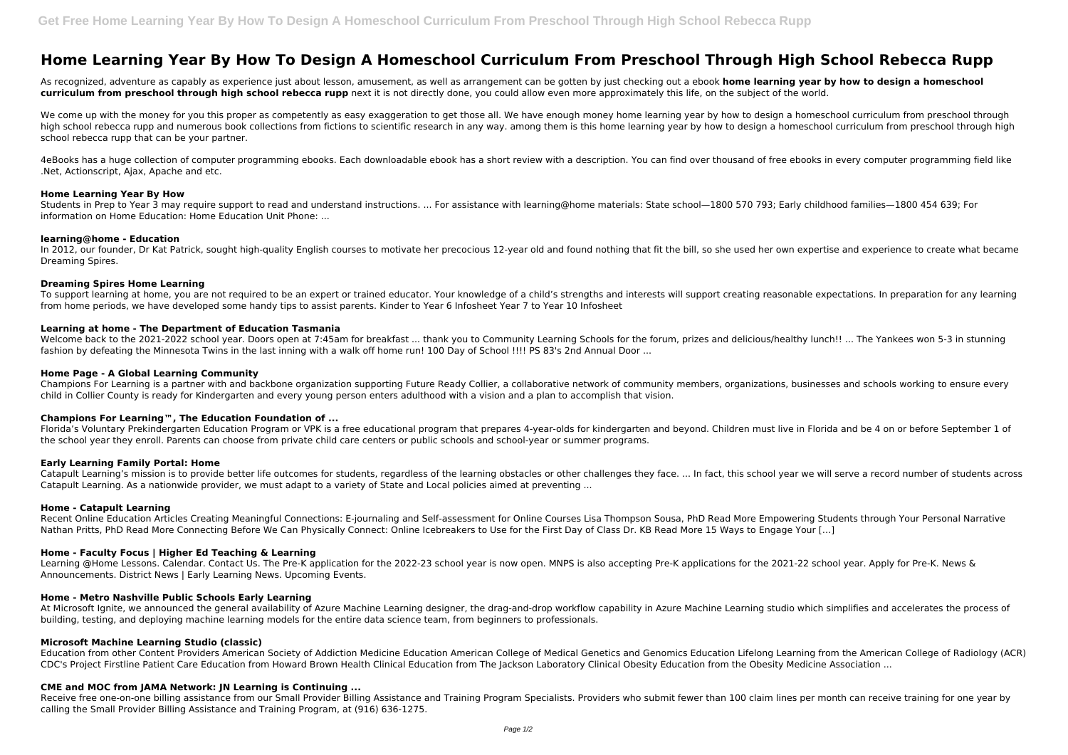# Home Learning Year By How To Design A Homeschool Curriculum From Preschool Through High School Rebecca Rupp

As recognized, adventure as capably as experience just about lesson, amusement, as well as arrangement can be gotten by just checking out a ebook **home learning year by how to design a homeschool curriculum from preschool through high school rebecca rupp** next it is not directly done, you could allow even more approximately this life, on the subject of the world.

We come up with the money for you this proper as competently as easy exaggeration to get those all. We have enough money home learning year by how to design a homeschool curriculum from preschool through high school rebecca rupp and numerous book collections from fictions to scientific research in any way. among them is this home learning year by how to design a homeschool curriculum from preschool through high school rebecca rupp that can be your partner.

4eBooks has a huge collection of computer programming ebooks. Each downloadable ebook has a short review with a description. You can find over thousand of free ebooks in every computer programming field like .Net, Actionscript, Ajax, Apache and etc.

### Home Learning Year By How

Students in Prep to Year 3 may require support to read and understand instructions. ... For assistance with learning@home materials: State school—1800 570 793; Early childhood families—1800 454 639; For information on Home Education: Home Education Unit Phone: ...

### learning@home - Education

In 2012, our founder, Dr Kat Patrick, sought high-quality English courses to motivate her precocious 12-year old and found nothing that fit the bill, so she used her own expertise and experience to create what became Dreaming Spires.

### Dreaming Spires Home Learning

To support learning at home, you are not required to be an expert or trained educator. Your knowledge of a child's strengths and interests will support creating reasonable expectations. In preparation for any learning from home periods, we have developed some handy tips to assist parents. Kinder to Year 6 Infosheet Year 7 to Year 10 Infosheet

### Learning at home - The Department of Education Tasmania

Welcome back to the 2021-2022 school year. Doors open at 7:45am for breakfast ... thank you to Community Learning Schools for the forum, prizes and delicious/healthy lunch!! ... The Yankees won 5-3 in stunning fashion by defeating the Minnesota Twins in the last inning with a walk off home run! 100 Day of School !!!! PS 83's 2nd Annual Door ...

### Home Page - A Global Learning Community

Champions For Learning is a partner with and backbone organization supporting Future Ready Collier, a collaborative network of community members, organizations, businesses and schools working to ensure every child in Collier County is ready for Kindergarten and every young person enters adulthood with a vision and a plan to accomplish that vision.

### Champions For Learning™, The Education Foundation of ...

Florida's Voluntary Prekindergarten Education Program or VPK is a free educational program that prepares 4-year-olds for kindergarten and beyond. Children must live in Florida and be 4 on or before September 1 of the school year they enroll. Parents can choose from private child care centers or public schools and school-year or summer programs.

### Early Learning Family Portal: Home

Catapult Learning's mission is to provide better life outcomes for students, regardless of the learning obstacles or other challenges they face. ... In fact, this school year we will serve a record number of students across Catapult Learning. As a nationwide provider, we must adapt to a variety of State and Local policies aimed at preventing ...

### Home - Catapult Learning

Recent Online Education Articles Creating Meaningful Connections: E-journaling and Self-assessment for Online Courses Lisa Thompson Sousa, PhD Read More Empowering Students through Your Personal Narrative Nathan Pritts, PhD Read More Connecting Before We Can Physically Connect: Online Icebreakers to Use for the First Day of Class Dr. KB Read More 15 Ways to Engage Your […]

### Home - Faculty Focus | Higher Ed Teaching & Learning

Learning @Home Lessons. Calendar. Contact Us. The Pre-K application for the 2022-23 school year is now open. MNPS is also accepting Pre-K applications for the 2021-22 school year. Apply for Pre-K. News & Announcements. District News | Early Learning News. Upcoming Events.

### Home - Metro Nashville Public Schools Early Learning

At Microsoft Ignite, we announced the general availability of Azure Machine Learning designer, the drag-and-drop workflow capability in Azure Machine Learning studio which simplifies and accelerates the process of building, testing, and deploying machine learning models for the entire data science team, from beginners to professionals.

### Microsoft Machine Learning Studio (classic)

Education from other Content Providers American Society of Addiction Medicine Education American College of Medical Genetics and Genomics Education Lifelong Learning from the American College of Radiology (ACR) CDC's Project Firstline Patient Care Education from Howard Brown Health Clinical Education from The Jackson Laboratory Clinical Obesity Education from the Obesity Medicine Association ...

### CME and MOC from JAMA Network: JN Learning is Continuing ...

Receive free one-on-one billing assistance from our Small Provider Billing Assistance and Training Program Specialists. Providers who submit fewer than 100 claim lines per month can receive training for one year by calling the Small Provider Billing Assistance and Training Program, at (916) 636-1275.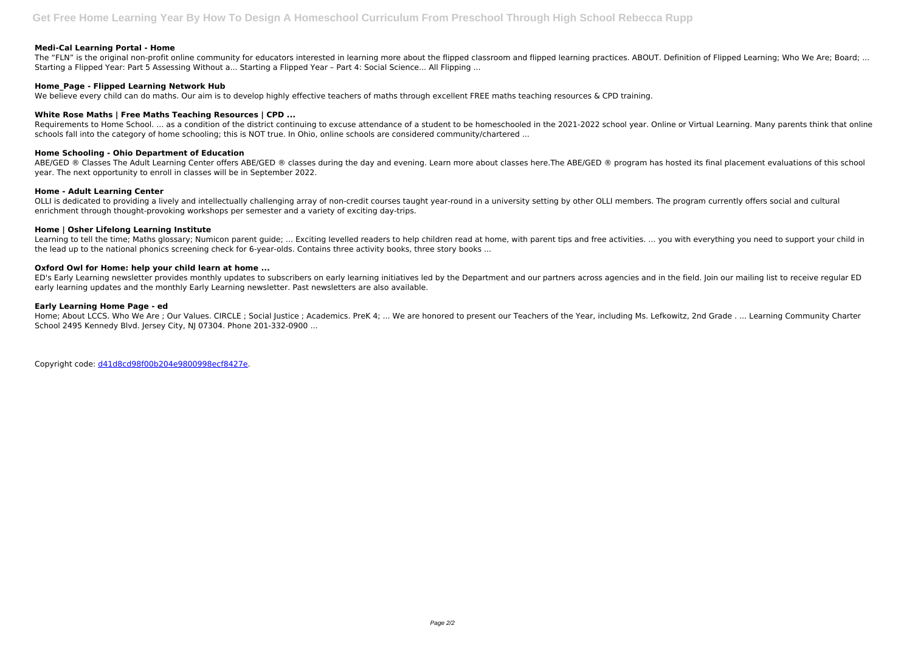### Medi-Cal Learning Portal - Home

The "FLN" is the original non-profit online community for educators interested in learning more about the flipped classroom and flipped learning practices. ABOUT. Definition of Flipped Learning; Who We Are; Board; ... Starting a Flipped Year: Part 5 Assessing Without a... Starting a Flipped Year – Part 4: Social Science... All Flipping ...

### Home_Page - Flipped Learning Network Hub

We believe every child can do maths. Our aim is to develop highly effective teachers of maths through excellent FREE maths teaching resources & CPD training.

### White Rose Maths | Free Maths Teaching Resources | CPD ...

Requirements to Home School. ... as a condition of the district continuing to excuse attendance of a student to be homeschooled in the 2021-2022 school year. Online or Virtual Learning. Many parents think that online schools fall into the category of home schooling; this is NOT true. In Ohio, online schools are considered community/chartered ...

### Home Schooling - Ohio Department of Education

ABE/GED ® Classes The Adult Learning Center offers ABE/GED ® classes during the day and evening. Learn more about classes here.The ABE/GED ® program has hosted its final placement evaluations of this school year. The next opportunity to enroll in classes will be in September 2022.

### Home - Adult Learning Center

OLLI is dedicated to providing a lively and intellectually challenging array of non-credit courses taught year-round in a university setting by other OLLI members. The program currently offers social and cultural enrichment through thought-provoking workshops per semester and a variety of exciting day-trips.

### Home | Osher Lifelong Learning Institute

Learning to tell the time; Maths glossary; Numicon parent guide; ... Exciting levelled readers to help children read at home, with parent tips and free activities. ... you with everything you need to support your child in the lead up to the national phonics screening check for 6-year-olds. Contains three activity books, three story books ...

### Oxford Owl for Home: help your child learn at home ...

ED's Early Learning newsletter provides monthly updates to subscribers on early learning initiatives led by the Department and our partners across agencies and in the field. Join our mailing list to receive regular ED early learning updates and the monthly Early Learning newsletter. Past newsletters are also available.

### Early Learning Home Page - ed

Home; About LCCS. Who We Are ; Our Values. CIRCLE ; Social Justice ; Academics. PreK 4; ... We are honored to present our Teachers of the Year, including Ms. Lefkowitz, 2nd Grade . ... Learning Community Charter School 2495 Kennedy Blvd. Jersey City, NJ 07304. Phone 201-332-0900 ...

Copyright code: d41d8cd98f00b204e9800998ecf8427e.